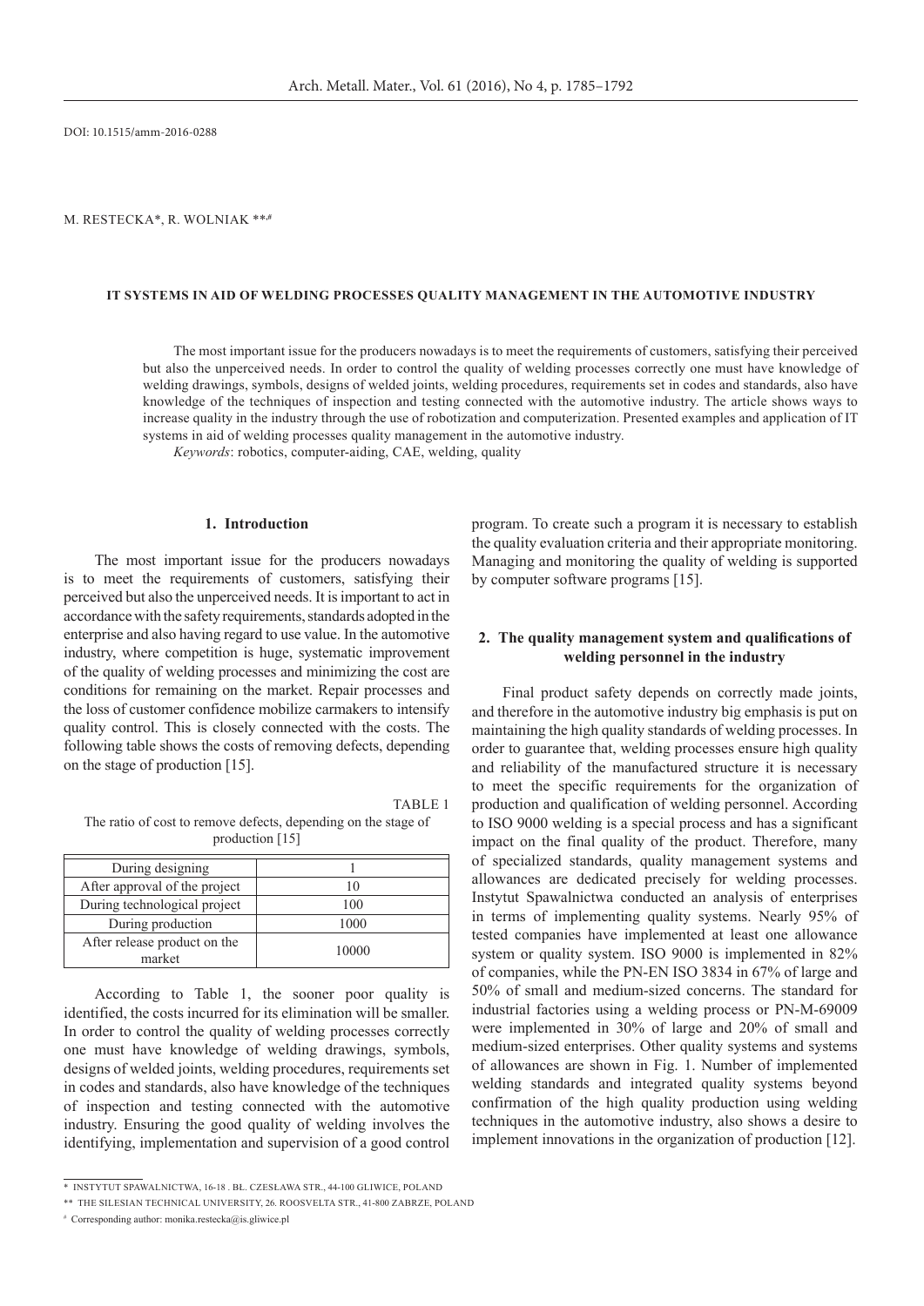DOI: 10.1515/amm-2016-0288

M. RESTECKA*, R. WOLNIAK **,#

# IT SYSTEMS IN AID OF WELDING PROCESSES QUALITY MANAGEMENT IN THE AUTOMOTIVE INDUSTRY

The most important issue for the producers nowadays is to meet the requirements of customers, satisfying their perceived but also the unperceived needs. In order to control the quality of welding processes correctly one must have knowledge of welding drawings, symbols, designs of welded joints, welding procedures, requirements set in codes and standards, also have knowledge of the techniques of inspection and testing connected with the automotive industry. The article shows ways to increase quality in the industry through the use of robotization and computerization. Presented examples and application of IT systems in aid of welding processes quality management in the automotive industry.

*Keywords*: robotics, computer-aiding, CAE, welding, quality

## 1. Introduction

The most important issue for the producers nowadays is to meet the requirements of customers, satisfying their perceived but also the unperceived needs. It is important to act in accordance with the safety requirements, standards adopted in the enterprise and also having regard to use value. In the automotive industry, where competition is huge, systematic improvement of the quality of welding processes and minimizing the cost are conditions for remaining on the market. Repair processes and the loss of customer confidence mobilize carmakers to intensify quality control. This is closely connected with the costs. The following table shows the costs of removing defects, depending on the stage of production [15].

TABLE 1

The ratio of cost to remove defects, depending on the stage of production [15]

| | |
|---|---|
| During designing | 1 |
| After approval of the project | 10 |
| During technological project | 100 |
| During production | 1000 |
| After release product on the market | 10000 |

According to Table 1, the sooner poor quality is identified, the costs incurred for its elimination will be smaller. In order to control the quality of welding processes correctly one must have knowledge of welding drawings, symbols, designs of welded joints, welding procedures, requirements set in codes and standards, also have knowledge of the techniques of inspection and testing connected with the automotive industry. Ensuring the good quality of welding involves the identifying, implementation and supervision of a good control program. To create such a program it is necessary to establish the quality evaluation criteria and their appropriate monitoring. Managing and monitoring the quality of welding is supported by computer software programs [15].

## 2. The quality management system and qualifications of welding personnel in the industry

Final product safety depends on correctly made joints, and therefore in the automotive industry big emphasis is put on maintaining the high quality standards of welding processes. In order to guarantee that, welding processes ensure high quality and reliability of the manufactured structure it is necessary to meet the specific requirements for the organization of production and qualification of welding personnel. According to ISO 9000 welding is a special process and has a significant impact on the final quality of the product. Therefore, many of specialized standards, quality management systems and allowances are dedicated precisely for welding processes. Instytut Spawalnictwa conducted an analysis of enterprises in terms of implementing quality systems. Nearly 95% of tested companies have implemented at least one allowance system or quality system. ISO 9000 is implemented in 82% of companies, while the PN-EN ISO 3834 in 67% of large and 50% of small and medium-sized concerns. The standard for industrial factories using a welding process or PN-M-69009 were implemented in 30% of large and 20% of small and medium-sized enterprises. Other quality systems and systems of allowances are shown in Fig. 1. Number of implemented welding standards and integrated quality systems beyond confirmation of the high quality production using welding techniques in the automotive industry, also shows a desire to implement innovations in the organization of production [12].

\* INSTYTUT SPAWALNICTWA, 16-18 . BŁ. CZESŁAWA STR., 44-100 GLIWICE, POLAND

\*\* THE SILESIAN TECHNICAL UNIVERSITY, 26. ROOSVELTA STR., 41-800 ZABRZE, POLAND

\# Corresponding author: monika.restecka@is.gliwice.pl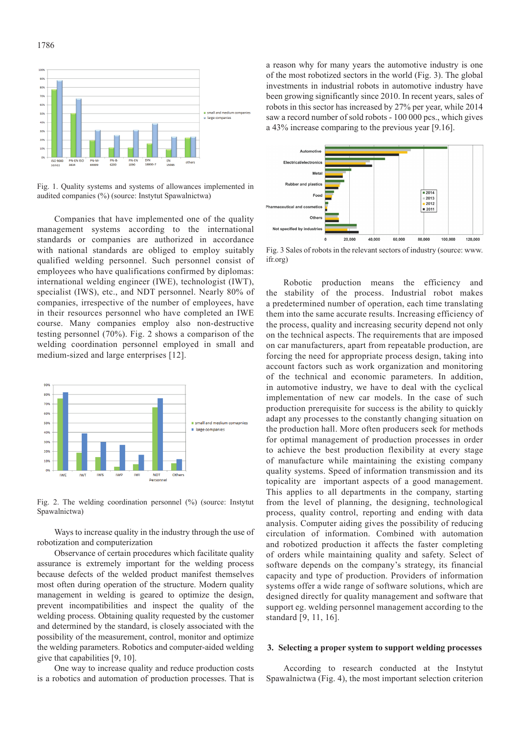Fig. 1. Quality systems and systems of allowances implemented in audited companies (%) (source: Instytut Spawalnictwa)

Companies that have implemented one of the quality management systems according to the international standards or companies are authorized in accordance with national standards are obliged to employ suitably qualified welding personnel. Such personnel consist of employees who have qualifications confirmed by diplomas: international welding engineer (IWE), technologist (IWT), specialist (IWS), etc., and NDT personnel. Nearly 80% of companies, irrespective of the number of employees, have in their resources personnel who have completed an IWE course. Many companies employ also non-destructive testing personnel (70%). Fig. 2 shows a comparison of the welding coordination personnel employed in small and medium-sized and large enterprises [12].

Fig. 2. The welding coordination personnel (%) (source: Instytut Spawalnictwa)

Ways to increase quality in the industry through the use of robotization and computerization

Observance of certain procedures which facilitate quality assurance is extremely important for the welding process because defects of the welded product manifest themselves most often during operation of the structure. Modern quality management in welding is geared to optimize the design, prevent incompatibilities and inspect the quality of the welding process. Obtaining quality requested by the customer and determined by the standard, is closely associated with the possibility of the measurement, control, monitor and optimize the welding parameters. Robotics and computer-aided welding give that capabilities [9, 10].

One way to increase quality and reduce production costs is a robotics and automation of production processes. That is a reason why for many years the automotive industry is one of the most robotized sectors in the world (Fig. 3). The global investments in industrial robots in automotive industry have been growing significantly since 2010. In recent years, sales of robots in this sector has increased by 27% per year, while 2014 saw a record number of sold robots - 100 000 pcs., which gives a 43% increase comparing to the previous year [9.16].

Fig. 3 Sales of robots in the relevant sectors of industry (source: www.ifr.org)

Robotic production means the efficiency and the stability of the process. Industrial robot makes a predetermined number of operation, each time translating them into the same accurate results. Increasing efficiency of the process, quality and increasing security depend not only on the technical aspects. The requirements that are imposed on car manufacturers, apart from repeatable production, are forcing the need for appropriate process design, taking into account factors such as work organization and monitoring of the technical and economic parameters. In addition, in automotive industry, we have to deal with the cyclical implementation of new car models. In the case of such production prerequisite for success is the ability to quickly adapt any processes to the constantly changing situation on the production hall. More often producers seek for methods for optimal management of production processes in order to achieve the best production flexibility at every stage of manufacture while maintaining the existing company quality systems. Speed of information transmission and its topicality are important aspects of a good management. This applies to all departments in the company, starting from the level of planning, the designing, technological process, quality control, reporting and ending with data analysis. Computer aiding gives the possibility of reducing circulation of information. Combined with automation and robotized production it affects the faster completing of orders while maintaining quality and safety. Select of software depends on the company's strategy, its financial capacity and type of production. Providers of information systems offer a wide range of software solutions, which are designed directly for quality management and software that support eg. welding personnel management according to the standard [9, 11, 16].

## 3. Selecting a proper system to support welding processes

According to research conducted at the Instytut Spawalnictwa (Fig. 4), the most important selection criterion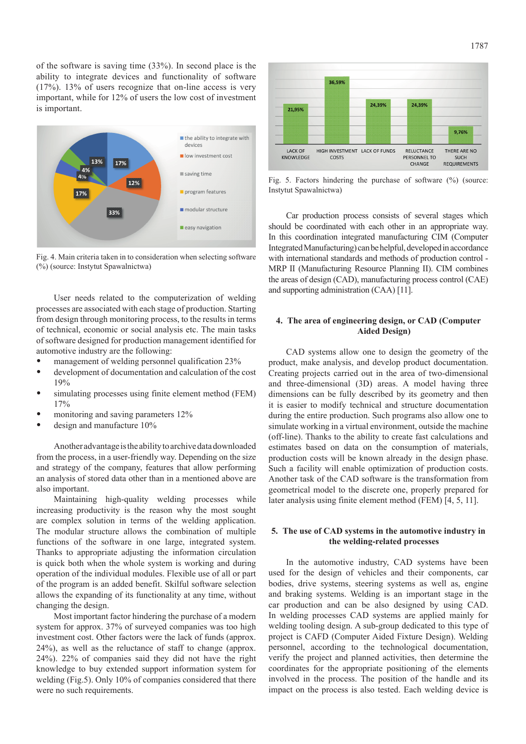of the software is saving time (33%). In second place is the ability to integrate devices and functionality of software (17%). 13% of users recognize that on-line access is very important, while for 12% of users the low cost of investment is important.

the ability to integrate with devices
low investment cost
saving time
program features
modular structure
easy navigation

13%
17%
4%
4%
12%
17%
33%

Fig. 4. Main criteria taken in to consideration when selecting software (%) (source: Instytut Spawalnictwa)

User needs related to the computerization of welding processes are associated with each stage of production. Starting from design through monitoring process, to the results in terms of technical, economic or social analysis etc. The main tasks of software designed for production management identified for automotive industry are the following:

- management of welding personnel qualification 23%
- development of documentation and calculation of the cost 19%
- simulating processes using finite element method (FEM) 17%
- monitoring and saving parameters 12%
- design and manufacture 10%

Another advantage is the ability to archive data downloaded from the process, in a user-friendly way. Depending on the size and strategy of the company, features that allow performing an analysis of stored data other than in a mentioned above are also important.

Maintaining high-quality welding processes while increasing productivity is the reason why the most sought are complex solution in terms of the welding application. The modular structure allows the combination of multiple functions of the software in one large, integrated system. Thanks to appropriate adjusting the information circulation is quick both when the whole system is working and during operation of the individual modules. Flexible use of all or part of the program is an added benefit. Skilful software selection allows the expanding of its functionality at any time, without changing the design.

Most important factor hindering the purchase of a modern system for approx. 37% of surveyed companies was too high investment cost. Other factors were the lack of funds (approx. 24%), as well as the reluctance of staff to change (approx. 24%). 22% of companies said they did not have the right knowledge to buy extended support information system for welding (Fig.5). Only 10% of companies considered that there were no such requirements.

21,95%
36,59%
24,39%
24,39%
9,76%

LACK OF KNOWLEDGE
HIGH INVESTMENT COSTS
LACK OF FUNDS
RELUCTANCE PERSONNEL TO CHANGE
THERE ARE NO SUCH REQUIREMENTS

Fig. 5. Factors hindering the purchase of software (%) (source: Instytut Spawalnictwa)

Car production process consists of several stages which should be coordinated with each other in an appropriate way. In this coordination integrated manufacturing CIM (Computer Integrated Manufacturing) can be helpful, developed in accordance with international standards and methods of production control - MRP II (Manufacturing Resource Planning II). CIM combines the areas of design (CAD), manufacturing process control (CAE) and supporting administration (CAA) [11].

## 4. The area of engineering design, or CAD (Computer Aided Design)

CAD systems allow one to design the geometry of the product, make analysis, and develop product documentation. Creating projects carried out in the area of two-dimensional and three-dimensional (3D) areas. A model having three dimensions can be fully described by its geometry and then it is easier to modify technical and structure documentation during the entire production. Such programs also allow one to simulate working in a virtual environment, outside the machine (off-line). Thanks to the ability to create fast calculations and estimates based on data on the consumption of materials, production costs will be known already in the design phase. Such a facility will enable optimization of production costs. Another task of the CAD software is the transformation from geometrical model to the discrete one, properly prepared for later analysis using finite element method (FEM) [4, 5, 11].

## 5. The use of CAD systems in the automotive industry in the welding-related processes

In the automotive industry, CAD systems have been used for the design of vehicles and their components, car bodies, drive systems, steering systems as well as, engine and braking systems. Welding is an important stage in the car production and can be also designed by using CAD. In welding processes CAD systems are applied mainly for welding tooling design. A sub-group dedicated to this type of project is CAFD (Computer Aided Fixture Design). Welding personnel, according to the technological documentation, verify the project and planned activities, then determine the coordinates for the appropriate positioning of the elements involved in the process. The position of the handle and its impact on the process is also tested. Each welding device is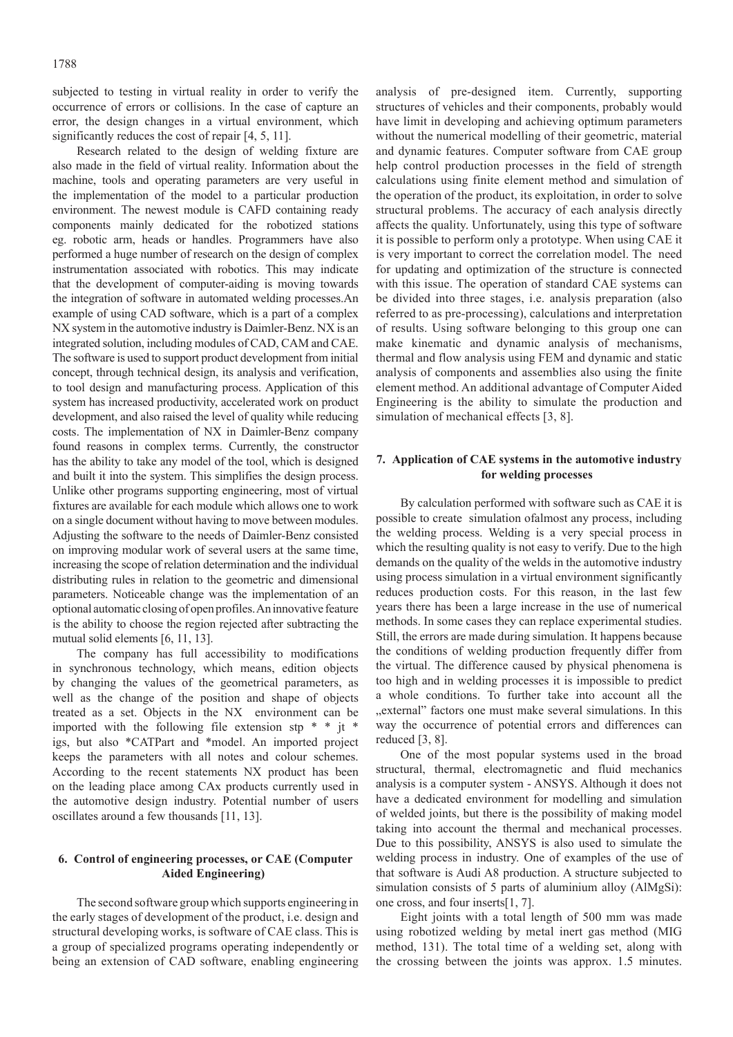subjected to testing in virtual reality in order to verify the occurrence of errors or collisions. In the case of capture an error, the design changes in a virtual environment, which significantly reduces the cost of repair [4, 5, 11].

Research related to the design of welding fixture are also made in the field of virtual reality. Information about the machine, tools and operating parameters are very useful in the implementation of the model to a particular production environment. The newest module is CAFD containing ready components mainly dedicated for the robotized stations eg. robotic arm, heads or handles. Programmers have also performed a huge number of research on the design of complex instrumentation associated with robotics. This may indicate that the development of computer-aiding is moving towards the integration of software in automated welding processes.An example of using CAD software, which is a part of a complex NX system in the automotive industry is Daimler-Benz. NX is an integrated solution, including modules of CAD, CAM and CAE. The software is used to support product development from initial concept, through technical design, its analysis and verification, to tool design and manufacturing process. Application of this system has increased productivity, accelerated work on product development, and also raised the level of quality while reducing costs. The implementation of NX in Daimler-Benz company found reasons in complex terms. Currently, the constructor has the ability to take any model of the tool, which is designed and built it into the system. This simplifies the design process. Unlike other programs supporting engineering, most of virtual fixtures are available for each module which allows one to work on a single document without having to move between modules. Adjusting the software to the needs of Daimler-Benz consisted on improving modular work of several users at the same time, increasing the scope of relation determination and the individual distributing rules in relation to the geometric and dimensional parameters. Noticeable change was the implementation of an optional automatic closing of open profiles. An innovative feature is the ability to choose the region rejected after subtracting the mutual solid elements [6, 11, 13].

The company has full accessibility to modifications in synchronous technology, which means, edition objects by changing the values of the geometrical parameters, as well as the change of the position and shape of objects treated as a set. Objects in the NX environment can be imported with the following file extension stp * * jt * igs, but also *CATPart and *model. An imported project keeps the parameters with all notes and colour schemes. According to the recent statements NX product has been on the leading place among CAx products currently used in the automotive design industry. Potential number of users oscillates around a few thousands [11, 13].

## 6. Control of engineering processes, or CAE (Computer Aided Engineering)

The second software group which supports engineering in the early stages of development of the product, i.e. design and structural developing works, is software of CAE class. This is a group of specialized programs operating independently or being an extension of CAD software, enabling engineering analysis of pre-designed item. Currently, supporting structures of vehicles and their components, probably would have limit in developing and achieving optimum parameters without the numerical modelling of their geometric, material and dynamic features. Computer software from CAE group help control production processes in the field of strength calculations using finite element method and simulation of the operation of the product, its exploitation, in order to solve structural problems. The accuracy of each analysis directly affects the quality. Unfortunately, using this type of software it is possible to perform only a prototype. When using CAE it is very important to correct the correlation model. The need for updating and optimization of the structure is connected with this issue. The operation of standard CAE systems can be divided into three stages, i.e. analysis preparation (also referred to as pre-processing), calculations and interpretation of results. Using software belonging to this group one can make kinematic and dynamic analysis of mechanisms, thermal and flow analysis using FEM and dynamic and static analysis of components and assemblies also using the finite element method. An additional advantage of Computer Aided Engineering is the ability to simulate the production and simulation of mechanical effects [3, 8].

## 7. Application of CAE systems in the automotive industry for welding processes

By calculation performed with software such as CAE it is possible to create simulation ofalmost any process, including the welding process. Welding is a very special process in which the resulting quality is not easy to verify. Due to the high demands on the quality of the welds in the automotive industry using process simulation in a virtual environment significantly reduces production costs. For this reason, in the last few years there has been a large increase in the use of numerical methods. In some cases they can replace experimental studies. Still, the errors are made during simulation. It happens because the conditions of welding production frequently differ from the virtual. The difference caused by physical phenomena is too high and in welding processes it is impossible to predict a whole conditions. To further take into account all the „external" factors one must make several simulations. In this way the occurrence of potential errors and differences can reduced [3, 8].

One of the most popular systems used in the broad structural, thermal, electromagnetic and fluid mechanics analysis is a computer system - ANSYS. Although it does not have a dedicated environment for modelling and simulation of welded joints, but there is the possibility of making model taking into account the thermal and mechanical processes. Due to this possibility, ANSYS is also used to simulate the welding process in industry. One of examples of the use of that software is Audi A8 production. A structure subjected to simulation consists of 5 parts of aluminium alloy (AlMgSi): one cross, and four inserts[1, 7].

Eight joints with a total length of 500 mm was made using robotized welding by metal inert gas method (MIG method, 131). The total time of a welding set, along with the crossing between the joints was approx. 1.5 minutes.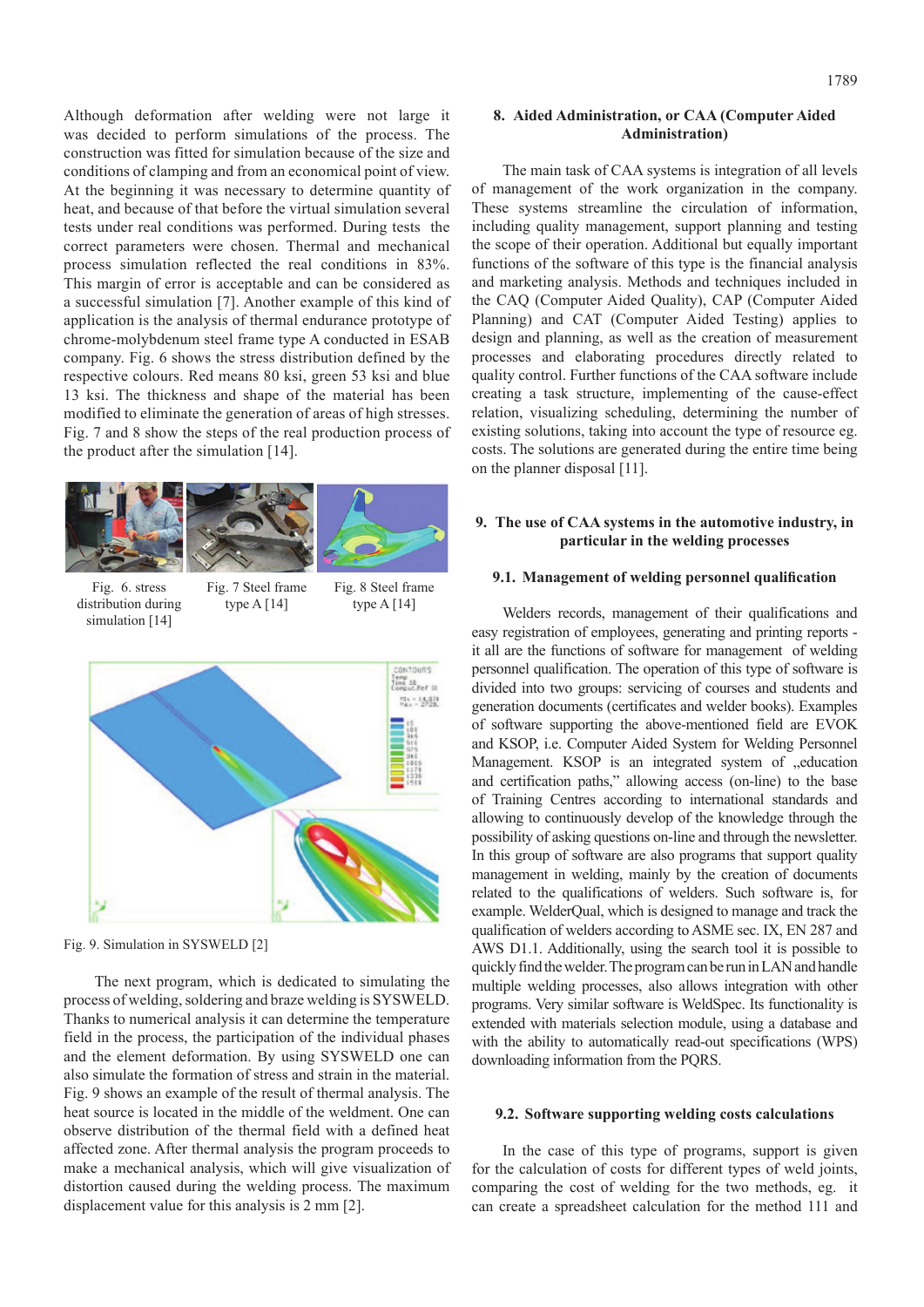Although deformation after welding were not large it was decided to perform simulations of the process. The construction was fitted for simulation because of the size and conditions of clamping and from an economical point of view. At the beginning it was necessary to determine quantity of heat, and because of that before the virtual simulation several tests under real conditions was performed. During tests the correct parameters were chosen. Thermal and mechanical process simulation reflected the real conditions in 83%. This margin of error is acceptable and can be considered as a successful simulation [7]. Another example of this kind of application is the analysis of thermal endurance prototype of chrome-molybdenum steel frame type A conducted in ESAB company. Fig. 6 shows the stress distribution defined by the respective colours. Red means 80 ksi, green 53 ksi and blue 13 ksi. The thickness and shape of the material has been modified to eliminate the generation of areas of high stresses. Fig. 7 and 8 show the steps of the real production process of the product after the simulation [14].

Fig. 6. stress distribution during simulation [14]

Fig. 7 Steel frame type A [14]

Fig. 8 Steel frame type A [14]

Fig. 9. Simulation in SYSWELD [2]

The next program, which is dedicated to simulating the process of welding, soldering and braze welding is SYSWELD. Thanks to numerical analysis it can determine the temperature field in the process, the participation of the individual phases and the element deformation. By using SYSWELD one can also simulate the formation of stress and strain in the material. Fig. 9 shows an example of the result of thermal analysis. The heat source is located in the middle of the weldment. One can observe distribution of the thermal field with a defined heat affected zone. After thermal analysis the program proceeds to make a mechanical analysis, which will give visualization of distortion caused during the welding process. The maximum displacement value for this analysis is 2 mm [2].

## 8. Aided Administration, or CAA (Computer Aided Administration)

The main task of CAA systems is integration of all levels of management of the work organization in the company. These systems streamline the circulation of information, including quality management, support planning and testing the scope of their operation. Additional but equally important functions of the software of this type is the financial analysis and marketing analysis. Methods and techniques included in the CAQ (Computer Aided Quality), CAP (Computer Aided Planning) and CAT (Computer Aided Testing) applies to design and planning, as well as the creation of measurement processes and elaborating procedures directly related to quality control. Further functions of the CAA software include creating a task structure, implementing of the cause-effect relation, visualizing scheduling, determining the number of existing solutions, taking into account the type of resource eg. costs. The solutions are generated during the entire time being on the planner disposal [11].

## 9. The use of CAA systems in the automotive industry, in particular in the welding processes

### 9.1. Management of welding personnel qualification

Welders records, management of their qualifications and easy registration of employees, generating and printing reports - it all are the functions of software for management of welding personnel qualification. The operation of this type of software is divided into two groups: servicing of courses and students and generation documents (certificates and welder books). Examples of software supporting the above-mentioned field are EVOK and KSOP, i.e. Computer Aided System for Welding Personnel Management. KSOP is an integrated system of „education and certification paths," allowing access (on-line) to the base of Training Centres according to international standards and allowing to continuously develop of the knowledge through the possibility of asking questions on-line and through the newsletter. In this group of software are also programs that support quality management in welding, mainly by the creation of documents related to the qualifications of welders. Such software is, for example. WelderQual, which is designed to manage and track the qualification of welders according to ASME sec. IX, EN 287 and AWS D1.1. Additionally, using the search tool it is possible to quickly find the welder. The program can be run in LAN and handle multiple welding processes, also allows integration with other programs. Very similar software is WeldSpec. Its functionality is extended with materials selection module, using a database and with the ability to automatically read-out specifications (WPS) downloading information from the PQRS.

### 9.2. Software supporting welding costs calculations

In the case of this type of programs, support is given for the calculation of costs for different types of weld joints, comparing the cost of welding for the two methods, eg. it can create a spreadsheet calculation for the method 111 and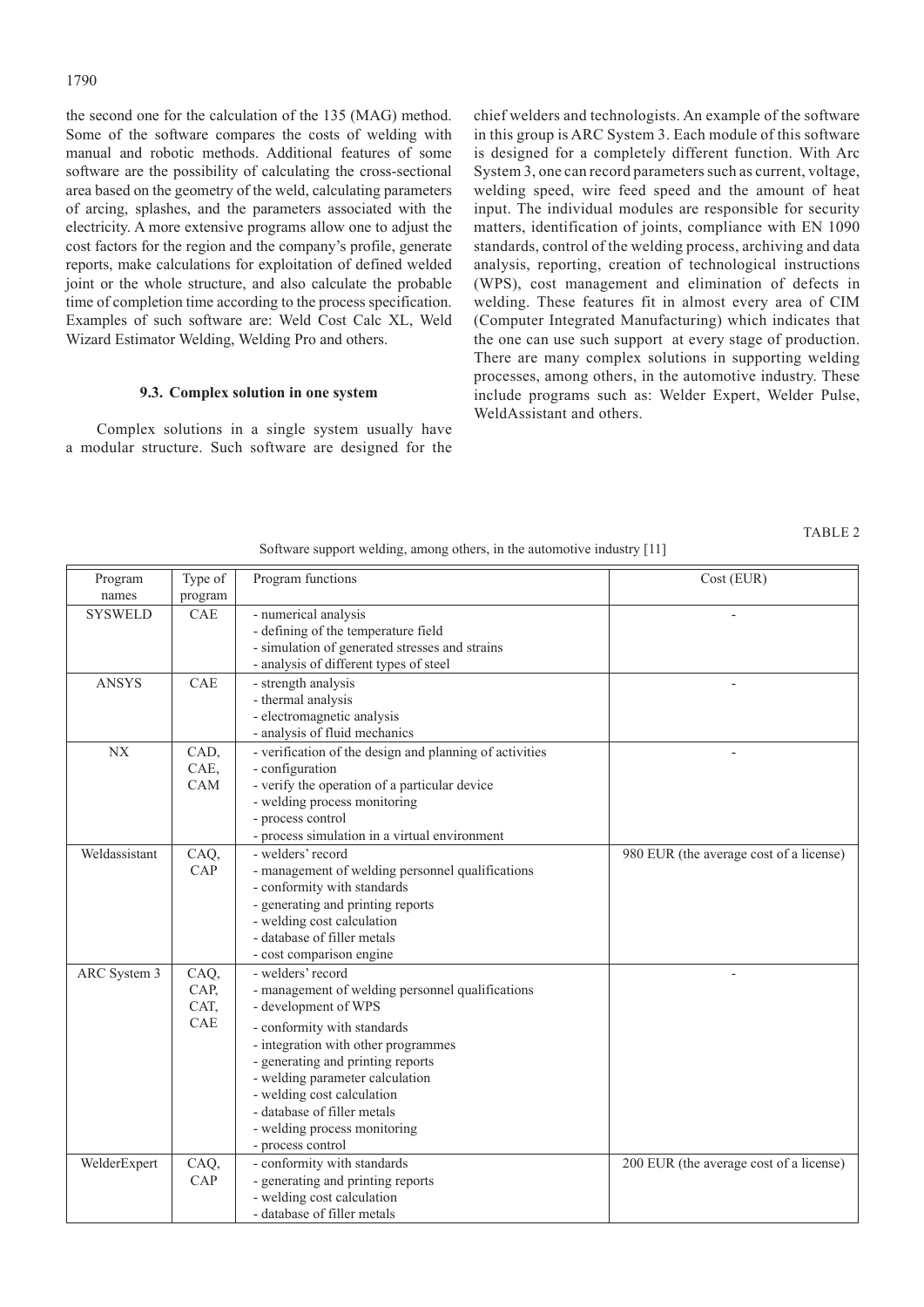the second one for the calculation of the 135 (MAG) method. Some of the software compares the costs of welding with manual and robotic methods. Additional features of some software are the possibility of calculating the cross-sectional area based on the geometry of the weld, calculating parameters of arcing, splashes, and the parameters associated with the electricity. A more extensive programs allow one to adjust the cost factors for the region and the company's profile, generate reports, make calculations for exploitation of defined welded joint or the whole structure, and also calculate the probable time of completion time according to the process specification. Examples of such software are: Weld Cost Calc XL, Weld Wizard Estimator Welding, Welding Pro and others.

### 9.3. Complex solution in one system

Complex solutions in a single system usually have a modular structure. Such software are designed for the chief welders and technologists. An example of the software in this group is ARC System 3. Each module of this software is designed for a completely different function. With Arc System 3, one can record parameters such as current, voltage, welding speed, wire feed speed and the amount of heat input. The individual modules are responsible for security matters, identification of joints, compliance with EN 1090 standards, control of the welding process, archiving and data analysis, reporting, creation of technological instructions (WPS), cost management and elimination of defects in welding. These features fit in almost every area of CIM (Computer Integrated Manufacturing) which indicates that the one can use such support at every stage of production. There are many complex solutions in supporting welding processes, among others, in the automotive industry. These include programs such as: Welder Expert, Welder Pulse, WeldAssistant and others.

TABLE 2

Software support welding, among others, in the automotive industry [11]

| Program names | Type of program | Program functions | Cost (EUR) |
|---|---|---|---|
| SYSWELD | CAE | - numerical analysis<br>- defining of the temperature field<br>- simulation of generated stresses and strains<br>- analysis of different types of steel | - |
| ANSYS | CAE | - strength analysis<br>- thermal analysis<br>- electromagnetic analysis<br>- analysis of fluid mechanics | - |
| NX | CAD, CAE, CAM | - verification of the design and planning of activities<br>- configuration<br>- verify the operation of a particular device<br>- welding process monitoring<br>- process control<br>- process simulation in a virtual environment | - |
| Weldassistant | CAQ, CAP | - welders' record<br>- management of welding personnel qualifications<br>- conformity with standards<br>- generating and printing reports<br>- welding cost calculation<br>- database of filler metals<br>- cost comparison engine | 980 EUR (the average cost of a license) |
| ARC System 3 | CAQ, CAP, CAT, CAE | - welders' record<br>- management of welding personnel qualifications<br>- development of WPS<br>- conformity with standards<br>- integration with other programmes<br>- generating and printing reports<br>- welding parameter calculation<br>- welding cost calculation<br>- database of filler metals<br>- welding process monitoring<br>- process control | - |
| WelderExpert | CAQ, CAP | - conformity with standards<br>- generating and printing reports<br>- welding cost calculation<br>- database of filler metals | 200 EUR (the average cost of a license) |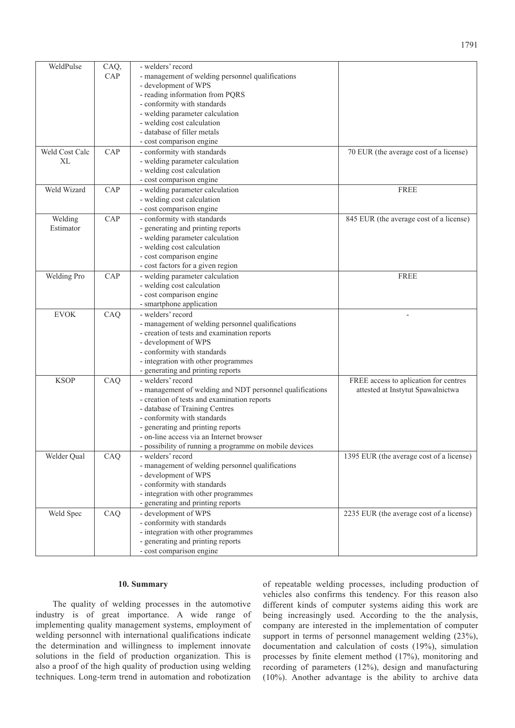| | | | |
|---|---|---|---|
| WeldPulse | CAQ, CAP | - welders' record<br>- management of welding personnel qualifications<br>- development of WPS<br>- reading information from PQRS<br>- conformity with standards<br>- welding parameter calculation<br>- welding cost calculation<br>- database of filler metals<br>- cost comparison engine | |
| Weld Cost Calc XL | CAP | - conformity with standards<br>- welding parameter calculation<br>- welding cost calculation<br>- cost comparison engine | 70 EUR (the average cost of a license) |
| Weld Wizard | CAP | - welding parameter calculation<br>- welding cost calculation<br>- cost comparison engine | FREE |
| Welding Estimator | CAP | - conformity with standards<br>- generating and printing reports<br>- welding parameter calculation<br>- welding cost calculation<br>- cost comparison engine<br>- cost factors for a given region | 845 EUR (the average cost of a license) |
| Welding Pro | CAP | - welding parameter calculation<br>- welding cost calculation<br>- cost comparison engine<br>- smartphone application | FREE |
| EVOK | CAQ | - welders' record<br>- management of welding personnel qualifications<br>- creation of tests and examination reports<br>- development of WPS<br>- conformity with standards<br>- integration with other programmes<br>- generating and printing reports | - |
| KSOP | CAQ | - welders' record<br>- management of welding and NDT personnel qualifications<br>- creation of tests and examination reports<br>- database of Training Centres<br>- conformity with standards<br>- generating and printing reports<br>- on-line access via an Internet browser<br>- possibility of running a programme on mobile devices | FREE access to aplication for centres attested at Instytut Spawalnictwa |
| Welder Qual | CAQ | - welders' record<br>- management of welding personnel qualifications<br>- development of WPS<br>- conformity with standards<br>- integration with other programmes<br>- generating and printing reports | 1395 EUR (the average cost of a license) |
| Weld Spec | CAQ | - development of WPS<br>- conformity with standards<br>- integration with other programmes<br>- generating and printing reports<br>- cost comparison engine | 2235 EUR (the average cost of a license) |

## 10. Summary

The quality of welding processes in the automotive industry is of great importance. A wide range of implementing quality management systems, employment of welding personnel with international qualifications indicate the determination and willingness to implement innovate solutions in the field of production organization. This is also a proof of the high quality of production using welding techniques. Long-term trend in automation and robotization of repeatable welding processes, including production of vehicles also confirms this tendency. For this reason also different kinds of computer systems aiding this work are being increasingly used. According to the the analysis, company are interested in the implementation of computer support in terms of personnel management welding (23%), documentation and calculation of costs (19%), simulation processes by finite element method (17%), monitoring and recording of parameters (12%), design and manufacturing (10%). Another advantage is the ability to archive data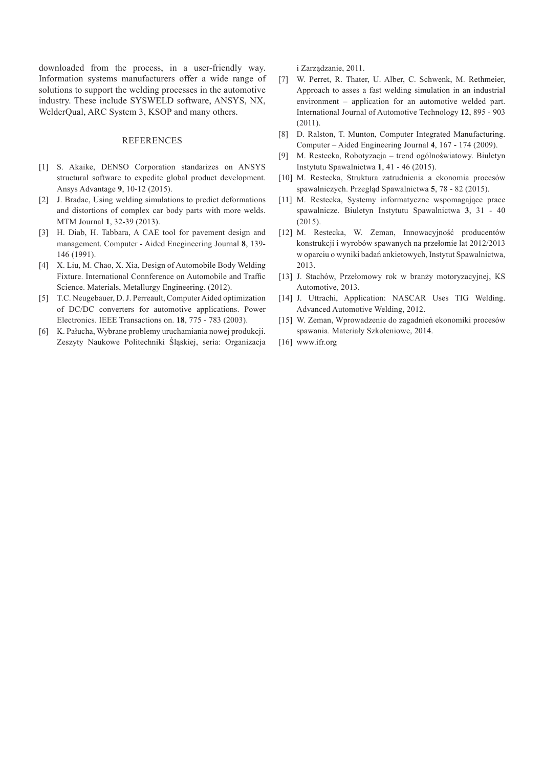downloaded from the process, in a user-friendly way. Information systems manufacturers offer a wide range of solutions to support the welding processes in the automotive industry. These include SYSWELD software, ANSYS, NX, WelderQual, ARC System 3, KSOP and many others.

## REFERENCES

[1] S. Akaike, DENSO Corporation standarizes on ANSYS structural software to expedite global product development. Ansys Advantage **9**, 10-12 (2015).

[2] J. Bradac, Using welding simulations to predict deformations and distortions of complex car body parts with more welds. MTM Journal **1**, 32-39 (2013).

[3] H. Diab, H. Tabbara, A CAE tool for pavement design and management. Computer - Aided Enegineering Journal **8**, 139-146 (1991).

[4] X. Liu, M. Chao, X. Xia, Design of Automobile Body Welding Fixture. International Connference on Automobile and Traffic Science. Materials, Metallurgy Engineering. (2012).

[5] T.C. Neugebauer, D. J. Perreault, Computer Aided optimization of DC/DC converters for automotive applications. Power Electronics. IEEE Transactions on. **18**, 775 - 783 (2003).

[6] K. Pałucha, Wybrane problemy uruchamiania nowej produkcji. Zeszyty Naukowe Politechniki Śląskiej, seria: Organizacja i Zarządzanie, 2011.

[7] W. Perret, R. Thater, U. Alber, C. Schwenk, M. Rethmeier, Approach to asses a fast welding simulation in an industrial environment – application for an automotive welded part. International Journal of Automotive Technology **12**, 895 - 903 (2011).

[8] D. Ralston, T. Munton, Computer Integrated Manufacturing. Computer – Aided Engineering Journal **4**, 167 - 174 (2009).

[9] M. Restecka, Robotyzacja – trend ogólnoświatowy. Biuletyn Instytutu Spawalnictwa **1**, 41 - 46 (2015).

[10] M. Restecka, Struktura zatrudnienia a ekonomia procesów spawalniczych. Przegląd Spawalnictwa **5**, 78 - 82 (2015).

[11] M. Restecka, Systemy informatyczne wspomagające prace spawalnicze. Biuletyn Instytutu Spawalnictwa **3**, 31 - 40 (2015).

[12] M. Restecka, W. Zeman, Innowacyjność producentów konstrukcji i wyrobów spawanych na przełomie lat 2012/2013 w oparciu o wyniki badań ankietowych, Instytut Spawalnictwa, 2013.

[13] J. Stachów, Przełomowy rok w branży motoryzacyjnej, KS Automotive, 2013.

[14] J. Uttrachi, Application: NASCAR Uses TIG Welding. Advanced Automotive Welding, 2012.

[15] W. Zeman, Wprowadzenie do zagadnień ekonomiki procesów spawania. Materiały Szkoleniowe, 2014.

[16] www.ifr.org